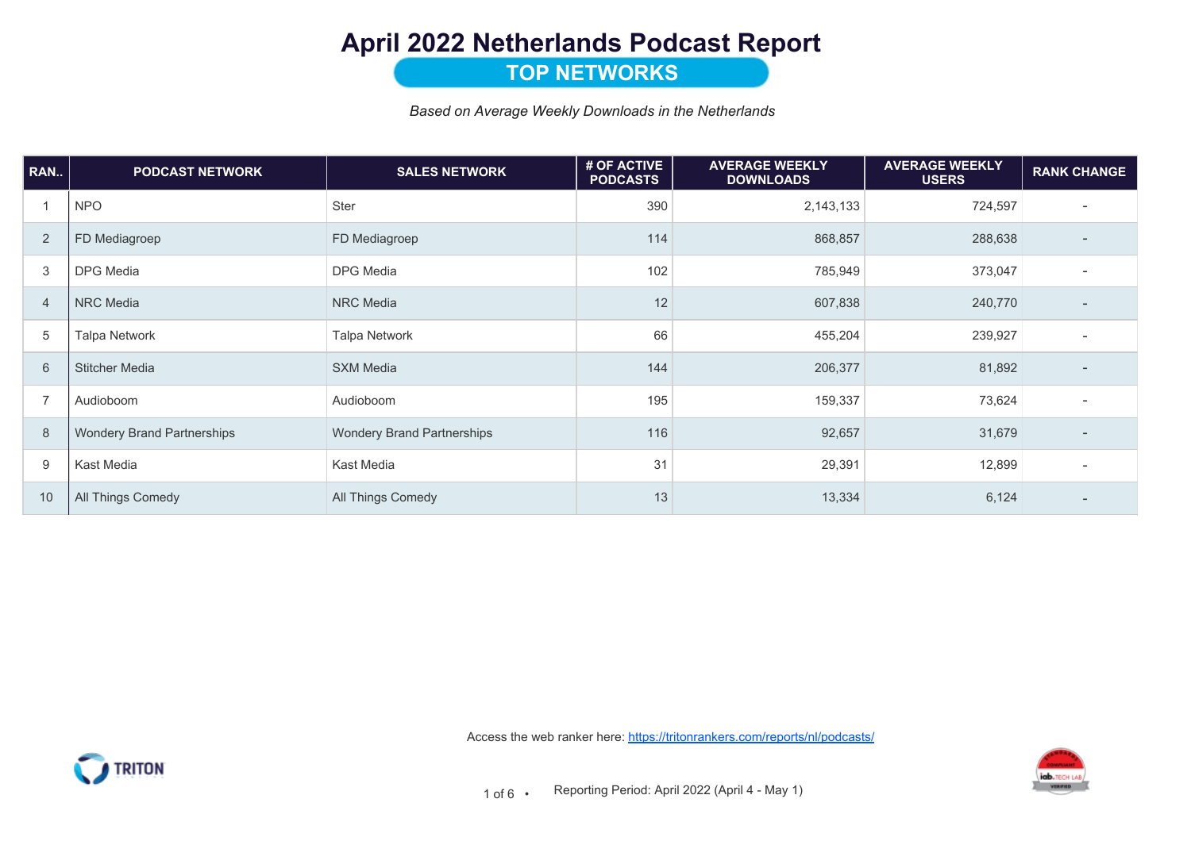# April 2022 Netherlands Podcast Report

## TOP NETWORKS

*Based on Average Weekly Downloads in the Netherlands*

| RAN.. | PODCAST NETWORK | SALES NETWORK | # OF ACTIVE PODCASTS | AVERAGE WEEKLY DOWNLOADS | AVERAGE WEEKLY USERS | RANK CHANGE |
|---|---|---|---|---|---|---|
| 1 | NPO | Ster | 390 | 2,143,133 | 724,597 | - |
| 2 | FD Mediagroep | FD Mediagroep | 114 | 868,857 | 288,638 | - |
| 3 | DPG Media | DPG Media | 102 | 785,949 | 373,047 | - |
| 4 | NRC Media | NRC Media | 12 | 607,838 | 240,770 | - |
| 5 | Talpa Network | Talpa Network | 66 | 455,204 | 239,927 | - |
| 6 | Stitcher Media | SXM Media | 144 | 206,377 | 81,892 | - |
| 7 | Audioboom | Audioboom | 195 | 159,337 | 73,624 | - |
| 8 | Wondery Brand Partnerships | Wondery Brand Partnerships | 116 | 92,657 | 31,679 | - |
| 9 | Kast Media | Kast Media | 31 | 29,391 | 12,899 | - |
| 10 | All Things Comedy | All Things Comedy | 13 | 13,334 | 6,124 | - |

Access the web ranker here: [https://tritonrankers.com/reports/nl/podcasts/](https://tritonrankers.com/reports/nl/podcasts/)

Reporting Period: April 2022 (April 4 - May 1)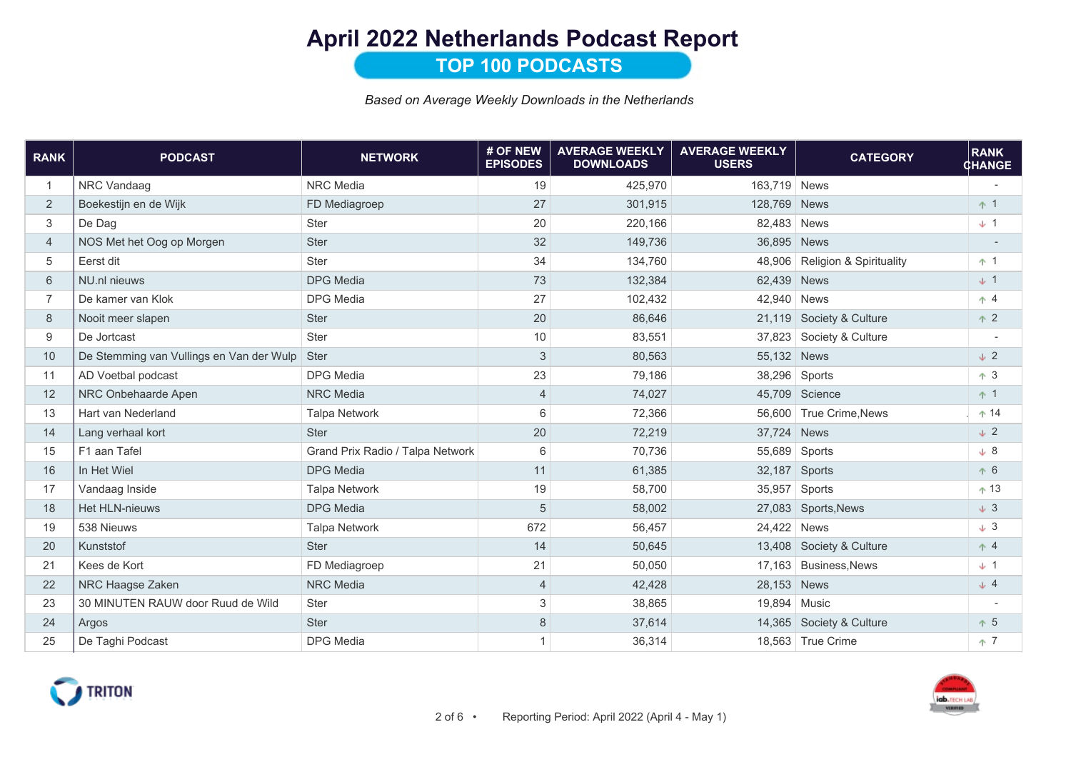# April 2022 Netherlands Podcast Report

## TOP 100 PODCASTS

*Based on Average Weekly Downloads in the Netherlands*

| RANK | PODCAST | NETWORK | # OF NEW EPISODES | AVERAGE WEEKLY DOWNLOADS | AVERAGE WEEKLY USERS | CATEGORY | RANK CHANGE |
|---|---|---|---|---|---|---|---|
| 1 | NRC Vandaag | NRC Media | 19 | 425,970 | 163,719 | News | - |
| 2 | Boekestijn en de Wijk | FD Mediagroep | 27 | 301,915 | 128,769 | News | ↑ 1 |
| 3 | De Dag | Ster | 20 | 220,166 | 82,483 | News | ↓ 1 |
| 4 | NOS Met het Oog op Morgen | Ster | 32 | 149,736 | 36,895 | News | - |
| 5 | Eerst dit | Ster | 34 | 134,760 | 48,906 | Religion & Spirituality | ↑ 1 |
| 6 | NU.nl nieuws | DPG Media | 73 | 132,384 | 62,439 | News | ↓ 1 |
| 7 | De kamer van Klok | DPG Media | 27 | 102,432 | 42,940 | News | ↑ 4 |
| 8 | Nooit meer slapen | Ster | 20 | 86,646 | 21,119 | Society & Culture | ↑ 2 |
| 9 | De Jortcast | Ster | 10 | 83,551 | 37,823 | Society & Culture | - |
| 10 | De Stemming van Vullings en Van der Wulp | Ster | 3 | 80,563 | 55,132 | News | ↓ 2 |
| 11 | AD Voetbal podcast | DPG Media | 23 | 79,186 | 38,296 | Sports | ↑ 3 |
| 12 | NRC Onbehaarde Apen | NRC Media | 4 | 74,027 | 45,709 | Science | ↑ 1 |
| 13 | Hart van Nederland | Talpa Network | 6 | 72,366 | 56,600 | True Crime,News | ↑ 14 |
| 14 | Lang verhaal kort | Ster | 20 | 72,219 | 37,724 | News | ↓ 2 |
| 15 | F1 aan Tafel | Grand Prix Radio / Talpa Network | 6 | 70,736 | 55,689 | Sports | ↓ 8 |
| 16 | In Het Wiel | DPG Media | 11 | 61,385 | 32,187 | Sports | ↑ 6 |
| 17 | Vandaag Inside | Talpa Network | 19 | 58,700 | 35,957 | Sports | ↑ 13 |
| 18 | Het HLN-nieuws | DPG Media | 5 | 58,002 | 27,083 | Sports,News | ↓ 3 |
| 19 | 538 Nieuws | Talpa Network | 672 | 56,457 | 24,422 | News | ↓ 3 |
| 20 | Kunststof | Ster | 14 | 50,645 | 13,408 | Society & Culture | ↑ 4 |
| 21 | Kees de Kort | FD Mediagroep | 21 | 50,050 | 17,163 | Business,News | ↓ 1 |
| 22 | NRC Haagse Zaken | NRC Media | 4 | 42,428 | 28,153 | News | ↓ 4 |
| 23 | 30 MINUTEN RAUW door Ruud de Wild | Ster | 3 | 38,865 | 19,894 | Music | - |
| 24 | Argos | Ster | 8 | 37,614 | 14,365 | Society & Culture | ↑ 5 |
| 25 | De Taghi Podcast | DPG Media | 1 | 36,314 | 18,563 | True Crime | ↑ 7 |

Reporting Period: April 2022 (April 4 - May 1)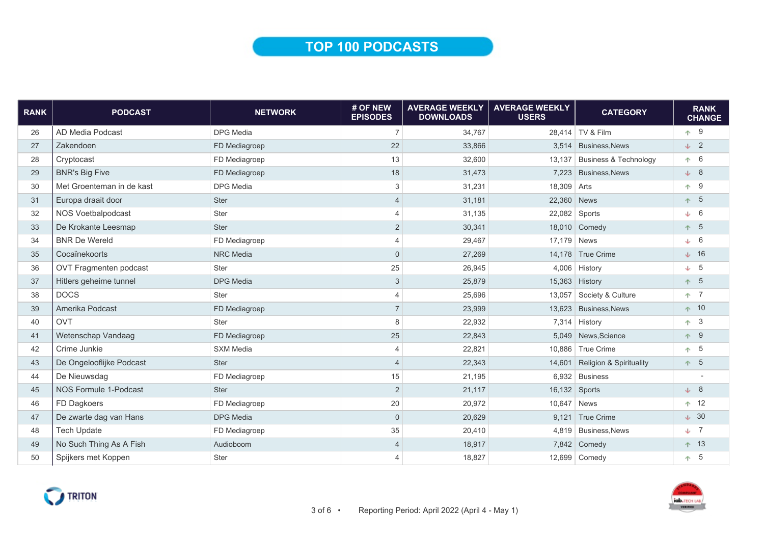# TOP 100 PODCASTS

| RANK | PODCAST | NETWORK | # OF NEW EPISODES | AVERAGE WEEKLY DOWNLOADS | AVERAGE WEEKLY USERS | CATEGORY | RANK CHANGE |
|---|---|---|---|---|---|---|---|
| 26 | AD Media Podcast | DPG Media | 7 | 34,767 | 28,414 | TV & Film | ↑ 9 |
| 27 | Zakendoen | FD Mediagroep | 22 | 33,866 | 3,514 | Business,News | ↓ 2 |
| 28 | Cryptocast | FD Mediagroep | 13 | 32,600 | 13,137 | Business & Technology | ↑ 6 |
| 29 | BNR's Big Five | FD Mediagroep | 18 | 31,473 | 7,223 | Business,News | ↓ 8 |
| 30 | Met Groenteman in de kast | DPG Media | 3 | 31,231 | 18,309 | Arts | ↑ 9 |
| 31 | Europa draait door | Ster | 4 | 31,181 | 22,360 | News | ↑ 5 |
| 32 | NOS Voetbalpodcast | Ster | 4 | 31,135 | 22,082 | Sports | ↓ 6 |
| 33 | De Krokante Leesmap | Ster | 2 | 30,341 | 18,010 | Comedy | ↑ 5 |
| 34 | BNR De Wereld | FD Mediagroep | 4 | 29,467 | 17,179 | News | ↓ 6 |
| 35 | Cocaïnekoorts | NRC Media | 0 | 27,269 | 14,178 | True Crime | ↓ 16 |
| 36 | OVT Fragmenten podcast | Ster | 25 | 26,945 | 4,006 | History | ↓ 5 |
| 37 | Hitlers geheime tunnel | DPG Media | 3 | 25,879 | 15,363 | History | ↑ 5 |
| 38 | DOCS | Ster | 4 | 25,696 | 13,057 | Society & Culture | ↑ 7 |
| 39 | Amerika Podcast | FD Mediagroep | 7 | 23,999 | 13,623 | Business,News | ↑ 10 |
| 40 | OVT | Ster | 8 | 22,932 | 7,314 | History | ↑ 3 |
| 41 | Wetenschap Vandaag | FD Mediagroep | 25 | 22,843 | 5,049 | News,Science | ↑ 9 |
| 42 | Crime Junkie | SXM Media | 4 | 22,821 | 10,886 | True Crime | ↑ 5 |
| 43 | De Ongelooflijke Podcast | Ster | 4 | 22,343 | 14,601 | Religion & Spirituality | ↑ 5 |
| 44 | De Nieuwsdag | FD Mediagroep | 15 | 21,195 | 6,932 | Business | - |
| 45 | NOS Formule 1-Podcast | Ster | 2 | 21,117 | 16,132 | Sports | ↓ 8 |
| 46 | FD Dagkoers | FD Mediagroep | 20 | 20,972 | 10,647 | News | ↑ 12 |
| 47 | De zwarte dag van Hans | DPG Media | 0 | 20,629 | 9,121 | True Crime | ↓ 30 |
| 48 | Tech Update | FD Mediagroep | 35 | 20,410 | 4,819 | Business,News | ↓ 7 |
| 49 | No Such Thing As A Fish | Audioboom | 4 | 18,917 | 7,842 | Comedy | ↑ 13 |
| 50 | Spijkers met Koppen | Ster | 4 | 18,827 | 12,699 | Comedy | ↑ 5 |

Reporting Period: April 2022 (April 4 - May 1)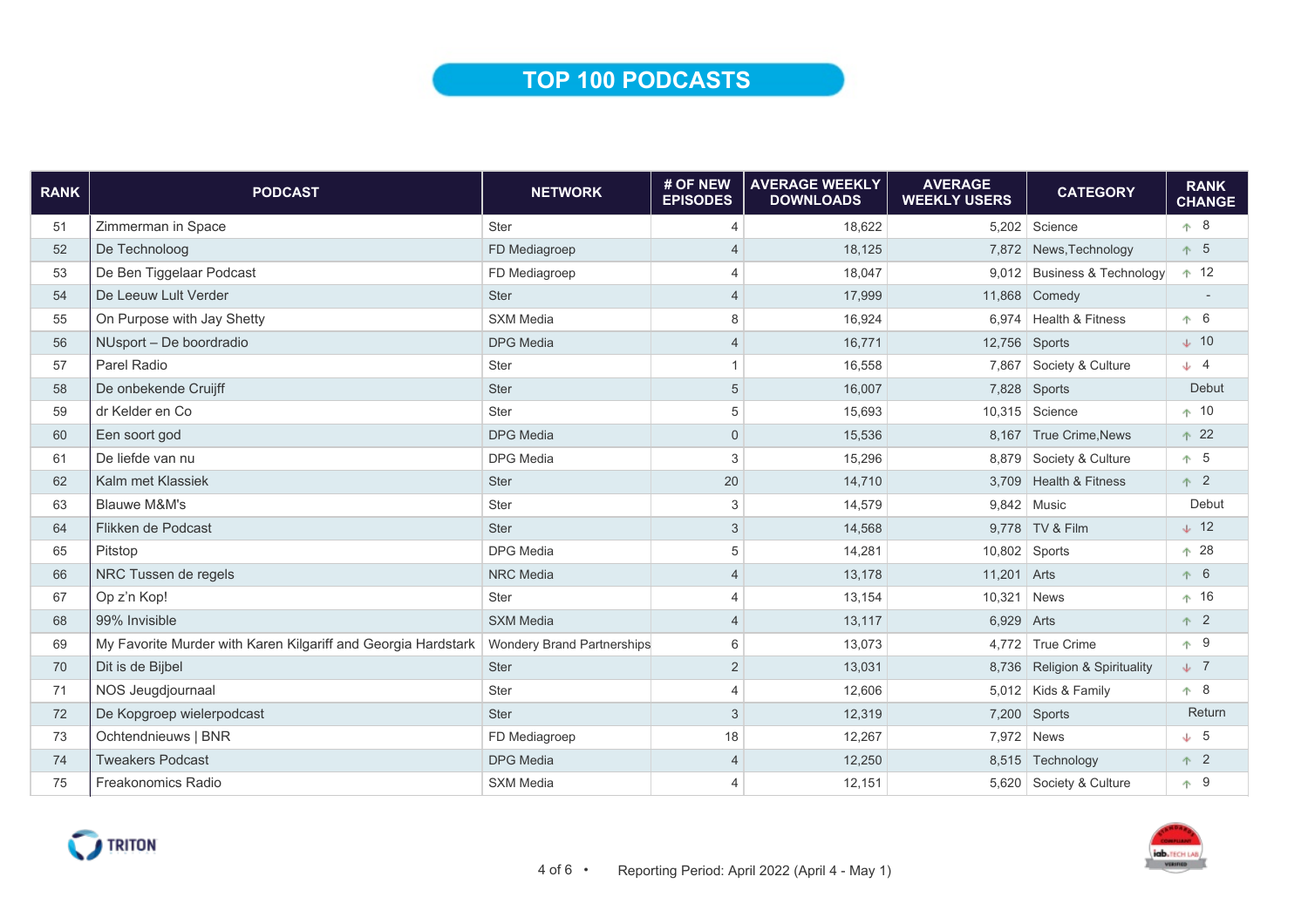# TOP 100 PODCASTS

| RANK | PODCAST | NETWORK | # OF NEW EPISODES | AVERAGE WEEKLY DOWNLOADS | AVERAGE WEEKLY USERS | CATEGORY | RANK CHANGE |
|---|---|---|---|---|---|---|---|
| 51 | Zimmerman in Space | Ster | 4 | 18,622 | 5,202 | Science | ↑ 8 |
| 52 | De Technoloog | FD Mediagroep | 4 | 18,125 | 7,872 | News,Technology | ↑ 5 |
| 53 | De Ben Tiggelaar Podcast | FD Mediagroep | 4 | 18,047 | 9,012 | Business & Technology | ↑ 12 |
| 54 | De Leeuw Lult Verder | Ster | 4 | 17,999 | 11,868 | Comedy | - |
| 55 | On Purpose with Jay Shetty | SXM Media | 8 | 16,924 | 6,974 | Health & Fitness | ↑ 6 |
| 56 | NUsport – De boordradio | DPG Media | 4 | 16,771 | 12,756 | Sports | ↓ 10 |
| 57 | Parel Radio | Ster | 1 | 16,558 | 7,867 | Society & Culture | ↓ 4 |
| 58 | De onbekende Cruijff | Ster | 5 | 16,007 | 7,828 | Sports | Debut |
| 59 | dr Kelder en Co | Ster | 5 | 15,693 | 10,315 | Science | ↑ 10 |
| 60 | Een soort god | DPG Media | 0 | 15,536 | 8,167 | True Crime,News | ↑ 22 |
| 61 | De liefde van nu | DPG Media | 3 | 15,296 | 8,879 | Society & Culture | ↑ 5 |
| 62 | Kalm met Klassiek | Ster | 20 | 14,710 | 3,709 | Health & Fitness | ↑ 2 |
| 63 | Blauwe M&M's | Ster | 3 | 14,579 | 9,842 | Music | Debut |
| 64 | Flikken de Podcast | Ster | 3 | 14,568 | 9,778 | TV & Film | ↓ 12 |
| 65 | Pitstop | DPG Media | 5 | 14,281 | 10,802 | Sports | ↑ 28 |
| 66 | NRC Tussen de regels | NRC Media | 4 | 13,178 | 11,201 | Arts | ↑ 6 |
| 67 | Op z'n Kop! | Ster | 4 | 13,154 | 10,321 | News | ↑ 16 |
| 68 | 99% Invisible | SXM Media | 4 | 13,117 | 6,929 | Arts | ↑ 2 |
| 69 | My Favorite Murder with Karen Kilgariff and Georgia Hardstark | Wondery Brand Partnerships | 6 | 13,073 | 4,772 | True Crime | ↑ 9 |
| 70 | Dit is de Bijbel | Ster | 2 | 13,031 | 8,736 | Religion & Spirituality | ↓ 7 |
| 71 | NOS Jeugdjournaal | Ster | 4 | 12,606 | 5,012 | Kids & Family | ↑ 8 |
| 72 | De Kopgroep wielerpodcast | Ster | 3 | 12,319 | 7,200 | Sports | Return |
| 73 | Ochtendnieuws \| BNR | FD Mediagroep | 18 | 12,267 | 7,972 | News | ↓ 5 |
| 74 | Tweakers Podcast | DPG Media | 4 | 12,250 | 8,515 | Technology | ↑ 2 |
| 75 | Freakonomics Radio | SXM Media | 4 | 12,151 | 5,620 | Society & Culture | ↑ 9 |

TRITON

Reporting Period: April 2022 (April 4 - May 1)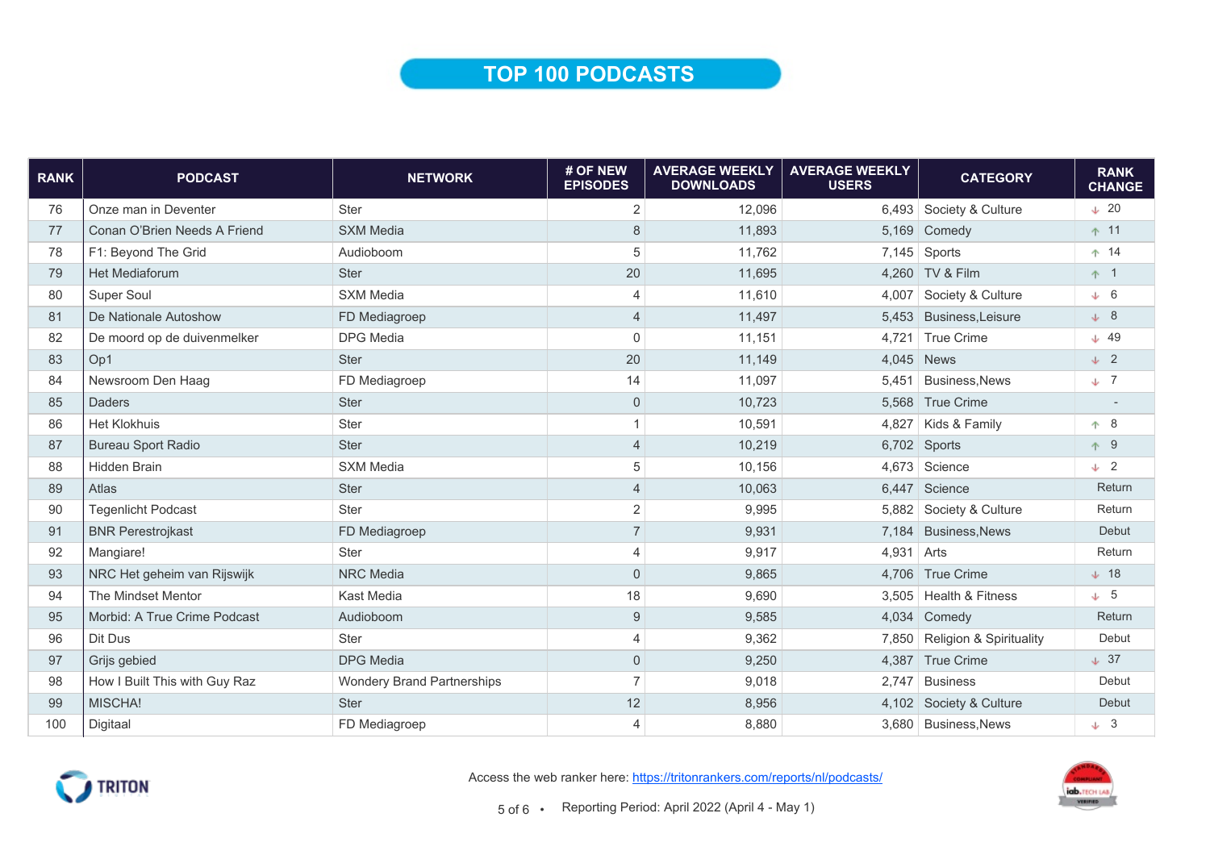# TOP 100 PODCASTS

| RANK | PODCAST | NETWORK | # OF NEW EPISODES | AVERAGE WEEKLY DOWNLOADS | AVERAGE WEEKLY USERS | CATEGORY | RANK CHANGE |
|---|---|---|---|---|---|---|---|
| 76 | Onze man in Deventer | Ster | 2 | 12,096 | 6,493 | Society & Culture | ↓ 20 |
| 77 | Conan O'Brien Needs A Friend | SXM Media | 8 | 11,893 | 5,169 | Comedy | ↑ 11 |
| 78 | F1: Beyond The Grid | Audioboom | 5 | 11,762 | 7,145 | Sports | ↑ 14 |
| 79 | Het Mediaforum | Ster | 20 | 11,695 | 4,260 | TV & Film | ↑ 1 |
| 80 | Super Soul | SXM Media | 4 | 11,610 | 4,007 | Society & Culture | ↓ 6 |
| 81 | De Nationale Autoshow | FD Mediagroep | 4 | 11,497 | 5,453 | Business,Leisure | ↓ 8 |
| 82 | De moord op de duivenmelker | DPG Media | 0 | 11,151 | 4,721 | True Crime | ↓ 49 |
| 83 | Op1 | Ster | 20 | 11,149 | 4,045 | News | ↓ 2 |
| 84 | Newsroom Den Haag | FD Mediagroep | 14 | 11,097 | 5,451 | Business,News | ↓ 7 |
| 85 | Daders | Ster | 0 | 10,723 | 5,568 | True Crime | - |
| 86 | Het Klokhuis | Ster | 1 | 10,591 | 4,827 | Kids & Family | ↑ 8 |
| 87 | Bureau Sport Radio | Ster | 4 | 10,219 | 6,702 | Sports | ↑ 9 |
| 88 | Hidden Brain | SXM Media | 5 | 10,156 | 4,673 | Science | ↓ 2 |
| 89 | Atlas | Ster | 4 | 10,063 | 6,447 | Science | Return |
| 90 | Tegenlicht Podcast | Ster | 2 | 9,995 | 5,882 | Society & Culture | Return |
| 91 | BNR Perestrojkast | FD Mediagroep | 7 | 9,931 | 7,184 | Business,News | Debut |
| 92 | Mangiare! | Ster | 4 | 9,917 | 4,931 | Arts | Return |
| 93 | NRC Het geheim van Rijswijk | NRC Media | 0 | 9,865 | 4,706 | True Crime | ↓ 18 |
| 94 | The Mindset Mentor | Kast Media | 18 | 9,690 | 3,505 | Health & Fitness | ↓ 5 |
| 95 | Morbid: A True Crime Podcast | Audioboom | 9 | 9,585 | 4,034 | Comedy | Return |
| 96 | Dit Dus | Ster | 4 | 9,362 | 7,850 | Religion & Spirituality | Debut |
| 97 | Grijs gebied | DPG Media | 0 | 9,250 | 4,387 | True Crime | ↓ 37 |
| 98 | How I Built This with Guy Raz | Wondery Brand Partnerships | 7 | 9,018 | 2,747 | Business | Debut |
| 99 | MISCHA! | Ster | 12 | 8,956 | 4,102 | Society & Culture | Debut |
| 100 | Digitaal | FD Mediagroep | 4 | 8,880 | 3,680 | Business,News | ↓ 3 |

Access the web ranker here: https://tritonrankers.com/reports/nl/podcasts/

Reporting Period: April 2022 (April 4 - May 1)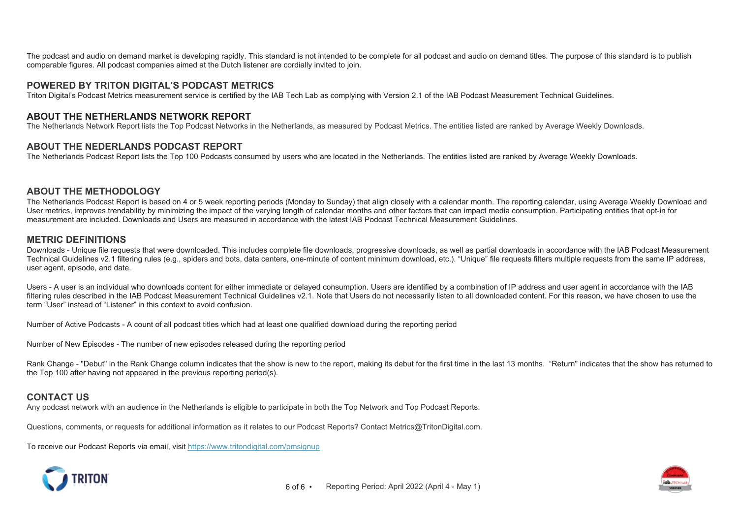The podcast and audio on demand market is developing rapidly. This standard is not intended to be complete for all podcast and audio on demand titles. The purpose of this standard is to publish comparable figures. All podcast companies aimed at the Dutch listener are cordially invited to join.

## POWERED BY TRITON DIGITAL'S PODCAST METRICS

Triton Digital's Podcast Metrics measurement service is certified by the IAB Tech Lab as complying with Version 2.1 of the IAB Podcast Measurement Technical Guidelines.

## ABOUT THE NETHERLANDS NETWORK REPORT

The Netherlands Network Report lists the Top Podcast Networks in the Netherlands, as measured by Podcast Metrics. The entities listed are ranked by Average Weekly Downloads.

## ABOUT THE NEDERLANDS PODCAST REPORT

The Netherlands Podcast Report lists the Top 100 Podcasts consumed by users who are located in the Netherlands. The entities listed are ranked by Average Weekly Downloads.

## ABOUT THE METHODOLOGY

The Netherlands Podcast Report is based on 4 or 5 week reporting periods (Monday to Sunday) that align closely with a calendar month. The reporting calendar, using Average Weekly Download and User metrics, improves trendability by minimizing the impact of the varying length of calendar months and other factors that can impact media consumption. Participating entities that opt-in for measurement are included. Downloads and Users are measured in accordance with the latest IAB Podcast Technical Measurement Guidelines.

## METRIC DEFINITIONS

Downloads - Unique file requests that were downloaded. This includes complete file downloads, progressive downloads, as well as partial downloads in accordance with the IAB Podcast Measurement Technical Guidelines v2.1 filtering rules (e.g., spiders and bots, data centers, one-minute of content minimum download, etc.). "Unique" file requests filters multiple requests from the same IP address, user agent, episode, and date.

Users - A user is an individual who downloads content for either immediate or delayed consumption. Users are identified by a combination of IP address and user agent in accordance with the IAB filtering rules described in the IAB Podcast Measurement Technical Guidelines v2.1. Note that Users do not necessarily listen to all downloaded content. For this reason, we have chosen to use the term "User" instead of "Listener" in this context to avoid confusion.

Number of Active Podcasts - A count of all podcast titles which had at least one qualified download during the reporting period

Number of New Episodes - The number of new episodes released during the reporting period

Rank Change - "Debut" in the Rank Change column indicates that the show is new to the report, making its debut for the first time in the last 13 months. "Return" indicates that the show has returned to the Top 100 after having not appeared in the previous reporting period(s).

## CONTACT US

Any podcast network with an audience in the Netherlands is eligible to participate in both the Top Network and Top Podcast Reports.

Questions, comments, or requests for additional information as it relates to our Podcast Reports? Contact Metrics@TritonDigital.com.

To receive our Podcast Reports via email, visit https://www.tritondigital.com/pmsignup

Reporting Period: April 2022 (April 4 - May 1)